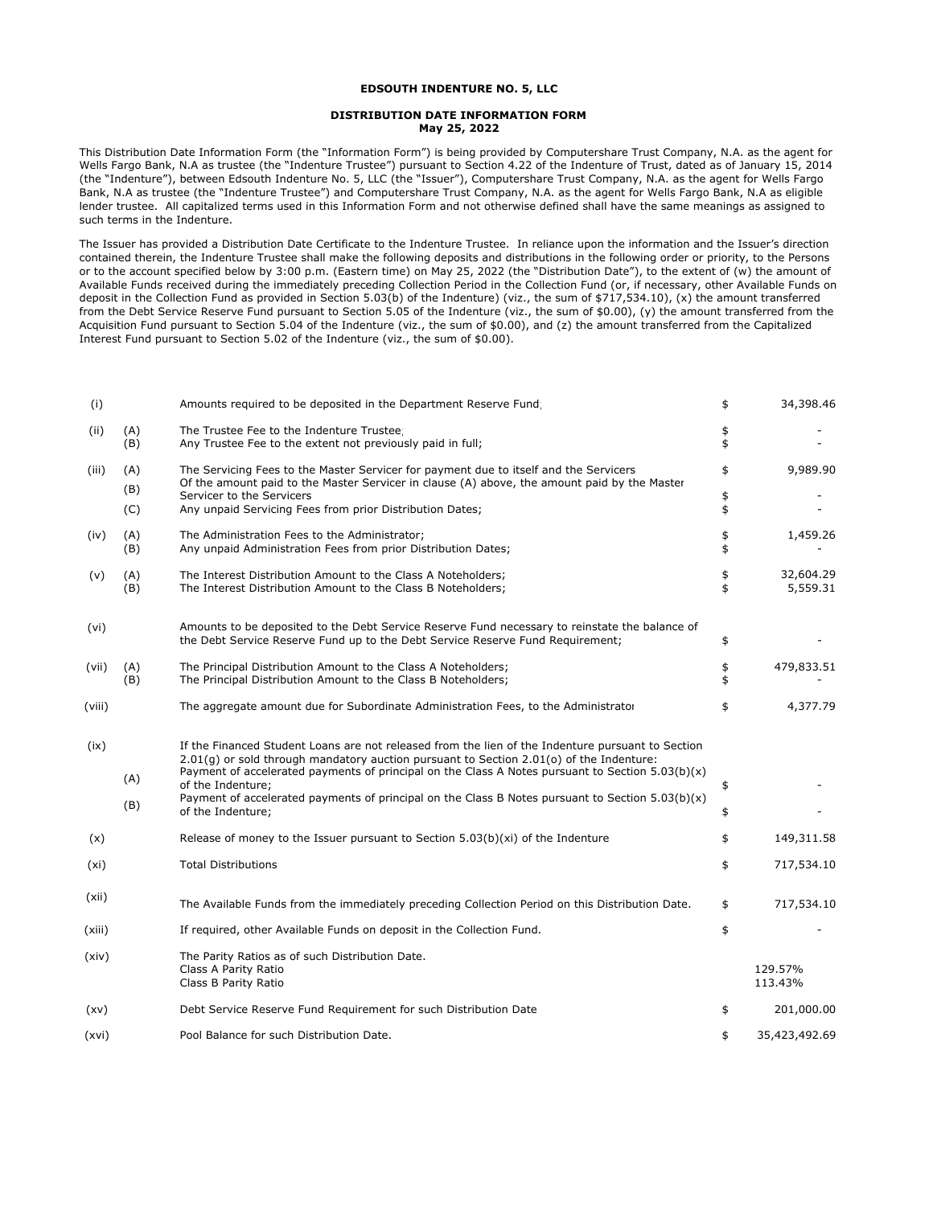**EDSOUTH INDENTURE NO. 5, LLC**

**DISTRIBUTION DATE INFORMATION FORM**
**May 25, 2022**

This Distribution Date Information Form (the "Information Form") is being provided by Computershare Trust Company, N.A. as the agent for Wells Fargo Bank, N.A as trustee (the "Indenture Trustee") pursuant to Section 4.22 of the Indenture of Trust, dated as of January 15, 2014 (the "Indenture"), between Edsouth Indenture No. 5, LLC (the "Issuer"), Computershare Trust Company, N.A. as the agent for Wells Fargo Bank, N.A as trustee (the "Indenture Trustee") and Computershare Trust Company, N.A. as the agent for Wells Fargo Bank, N.A as eligible lender trustee. All capitalized terms used in this Information Form and not otherwise defined shall have the same meanings as assigned to such terms in the Indenture.

The Issuer has provided a Distribution Date Certificate to the Indenture Trustee. In reliance upon the information and the Issuer's direction contained therein, the Indenture Trustee shall make the following deposits and distributions in the following order or priority, to the Persons or to the account specified below by 3:00 p.m. (Eastern time) on May 25, 2022 (the "Distribution Date"), to the extent of (w) the amount of Available Funds received during the immediately preceding Collection Period in the Collection Fund (or, if necessary, other Available Funds on deposit in the Collection Fund as provided in Section 5.03(b) of the Indenture) (viz., the sum of $717,534.10), (x) the amount transferred from the Debt Service Reserve Fund pursuant to Section 5.05 of the Indenture (viz., the sum of $0.00), (y) the amount transferred from the Acquisition Fund pursuant to Section 5.04 of the Indenture (viz., the sum of $0.00), and (z) the amount transferred from the Capitalized Interest Fund pursuant to Section 5.02 of the Indenture (viz., the sum of $0.00).

| | | | | |
|---|---|---|---|---|
| (i) | | Amounts required to be deposited in the Department Reserve Fund; | $ | 34,398.46 |
| (ii) | (A) | The Trustee Fee to the Indenture Trustee; | $ | - |
| | (B) | Any Trustee Fee to the extent not previously paid in full; | $ | - |
| (iii) | (A) | The Servicing Fees to the Master Servicer for payment due to itself and the Servicers | $ | 9,989.90 |
| | (B) | Of the amount paid to the Master Servicer in clause (A) above, the amount paid by the Master Servicer to the Servicers | $ | - |
| | (C) | Any unpaid Servicing Fees from prior Distribution Dates; | $ | - |
| (iv) | (A) | The Administration Fees to the Administrator; | $ | 1,459.26 |
| | (B) | Any unpaid Administration Fees from prior Distribution Dates; | $ | - |
| (v) | (A) | The Interest Distribution Amount to the Class A Noteholders; | $ | 32,604.29 |
| | (B) | The Interest Distribution Amount to the Class B Noteholders; | $ | 5,559.31 |
| (vi) | | Amounts to be deposited to the Debt Service Reserve Fund necessary to reinstate the balance of the Debt Service Reserve Fund up to the Debt Service Reserve Fund Requirement; | $ | - |
| (vii) | (A) | The Principal Distribution Amount to the Class A Noteholders; | $ | 479,833.51 |
| | (B) | The Principal Distribution Amount to the Class B Noteholders; | $ | - |
| (viii) | | The aggregate amount due for Subordinate Administration Fees, to the Administrator | $ | 4,377.79 |
| (ix) | | If the Financed Student Loans are not released from the lien of the Indenture pursuant to Section 2.01(g) or sold through mandatory auction pursuant to Section 2.01(o) of the Indenture: | | |
| | (A) | Payment of accelerated payments of principal on the Class A Notes pursuant to Section 5.03(b)(x) of the Indenture; | $ | - |
| | (B) | Payment of accelerated payments of principal on the Class B Notes pursuant to Section 5.03(b)(x) of the Indenture; | $ | - |
| (x) | | Release of money to the Issuer pursuant to Section 5.03(b)(xi) of the Indenture | $ | 149,311.58 |
| (xi) | | Total Distributions | $ | 717,534.10 |
| (xii) | | The Available Funds from the immediately preceding Collection Period on this Distribution Date. | $ | 717,534.10 |
| (xiii) | | If required, other Available Funds on deposit in the Collection Fund. | $ | - |
| (xiv) | | The Parity Ratios as of such Distribution Date. | | |
| | | Class A Parity Ratio | | 129.57% |
| | | Class B Parity Ratio | | 113.43% |
| (xv) | | Debt Service Reserve Fund Requirement for such Distribution Date | $ | 201,000.00 |
| (xvi) | | Pool Balance for such Distribution Date. | $ | 35,423,492.69 |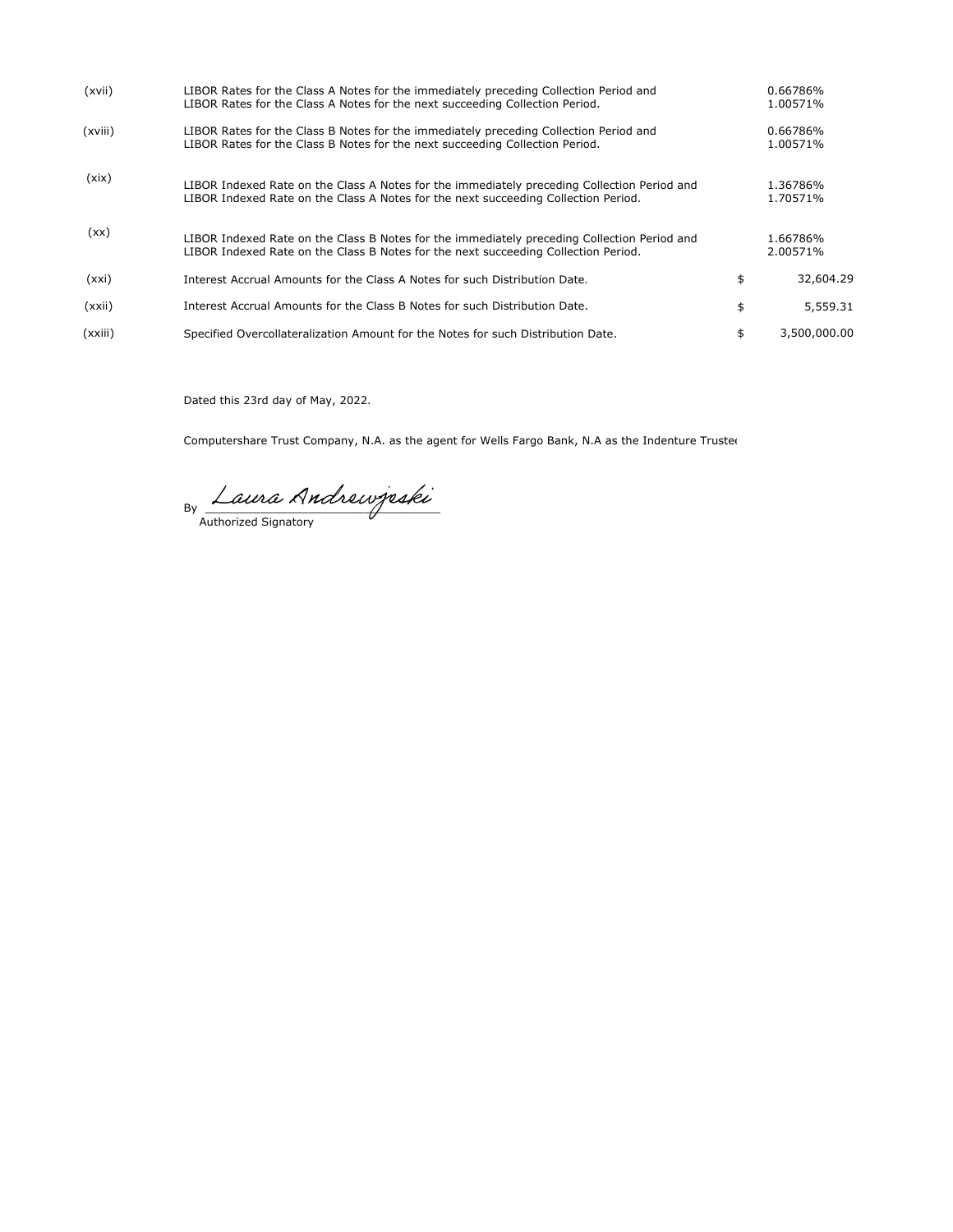| | | | |
|---|---|---|---|
| (xvii) | LIBOR Rates for the Class A Notes for the immediately preceding Collection Period and<br>LIBOR Rates for the Class A Notes for the next succeeding Collection Period. | | 0.66786%<br>1.00571% |
| (xviii) | LIBOR Rates for the Class B Notes for the immediately preceding Collection Period and<br>LIBOR Rates for the Class B Notes for the next succeeding Collection Period. | | 0.66786%<br>1.00571% |
| (xix) | LIBOR Indexed Rate on the Class A Notes for the immediately preceding Collection Period and<br>LIBOR Indexed Rate on the Class A Notes for the next succeeding Collection Period. | | 1.36786%<br>1.70571% |
| (xx) | LIBOR Indexed Rate on the Class B Notes for the immediately preceding Collection Period and<br>LIBOR Indexed Rate on the Class B Notes for the next succeeding Collection Period. | | 1.66786%<br>2.00571% |
| (xxi) | Interest Accrual Amounts for the Class A Notes for such Distribution Date. | $ | 32,604.29 |
| (xxii) | Interest Accrual Amounts for the Class B Notes for such Distribution Date. | $ | 5,559.31 |
| (xxiii) | Specified Overcollateralization Amount for the Notes for such Distribution Date. | $ | 3,500,000.00 |

Dated this 23rd day of May, 2022.

Computershare Trust Company, N.A. as the agent for Wells Fargo Bank, N.A as the Indenture Trustee

By *Laura Andrewjeski*

Authorized Signatory